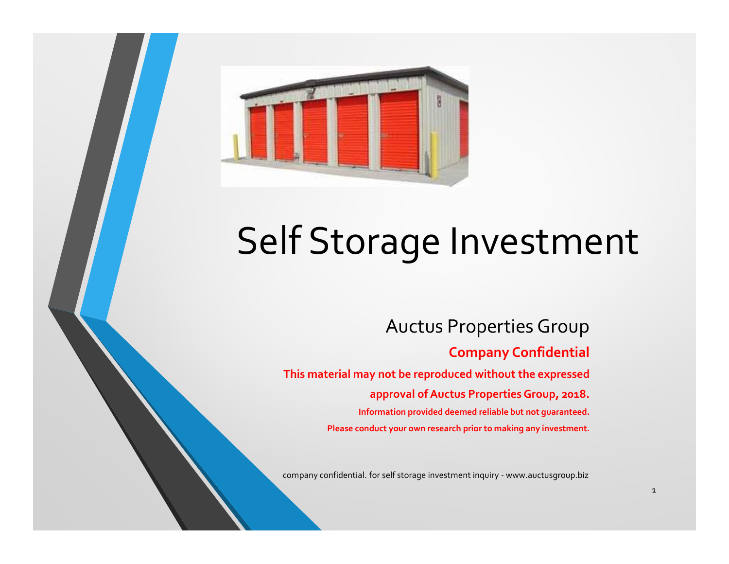# Self Storage Investment

Auctus Properties Group

**Company Confidential**

**This material may not be reproduced without the expressed approval of Auctus Properties Group, 2018.**

**Information provided deemed reliable but not guaranteed.**

**Please conduct your own research prior to making any investment.**

company confidential. for self storage investment inquiry - www.auctusgroup.biz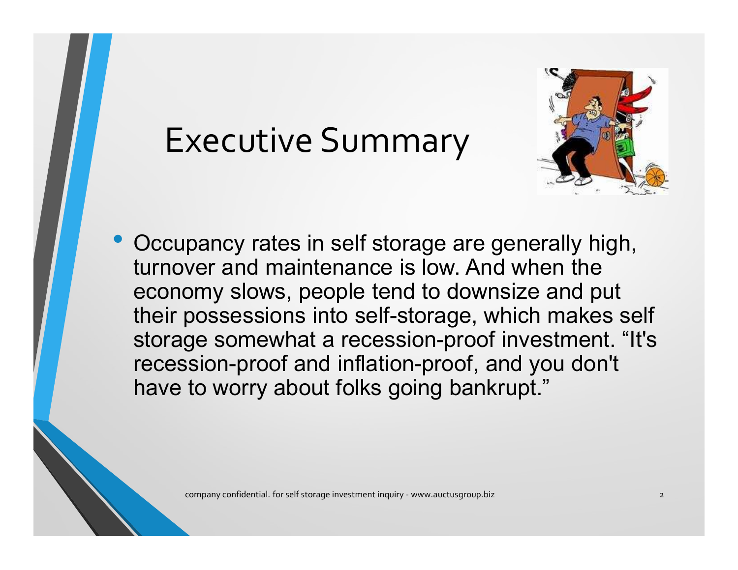# Executive Summary

- Occupancy rates in self storage are generally high, turnover and maintenance is low. And when the economy slows, people tend to downsize and put their possessions into self-storage, which makes self storage somewhat a recession-proof investment. “It's recession-proof and inflation-proof, and you don't have to worry about folks going bankrupt.”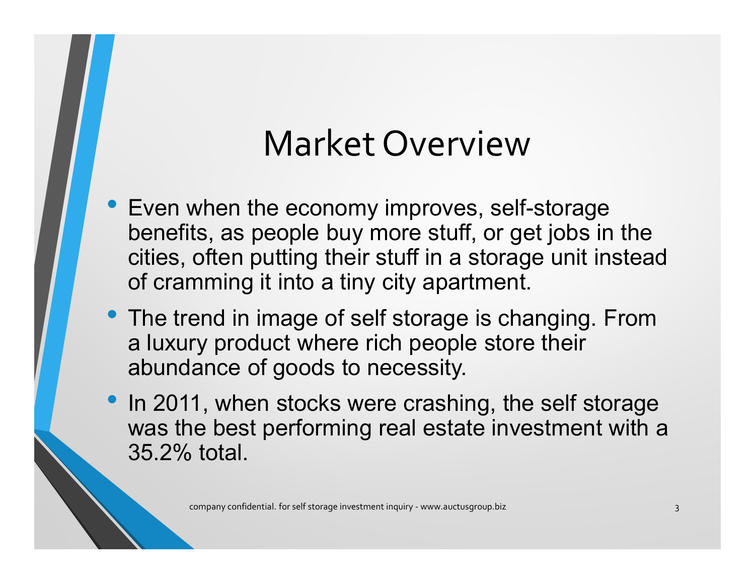# Market Overview

- Even when the economy improves, self-storage benefits, as people buy more stuff, or get jobs in the cities, often putting their stuff in a storage unit instead of cramming it into a tiny city apartment.
- The trend in image of self storage is changing. From a luxury product where rich people store their abundance of goods to necessity.
- In 2011, when stocks were crashing, the self storage was the best performing real estate investment with a 35.2% total.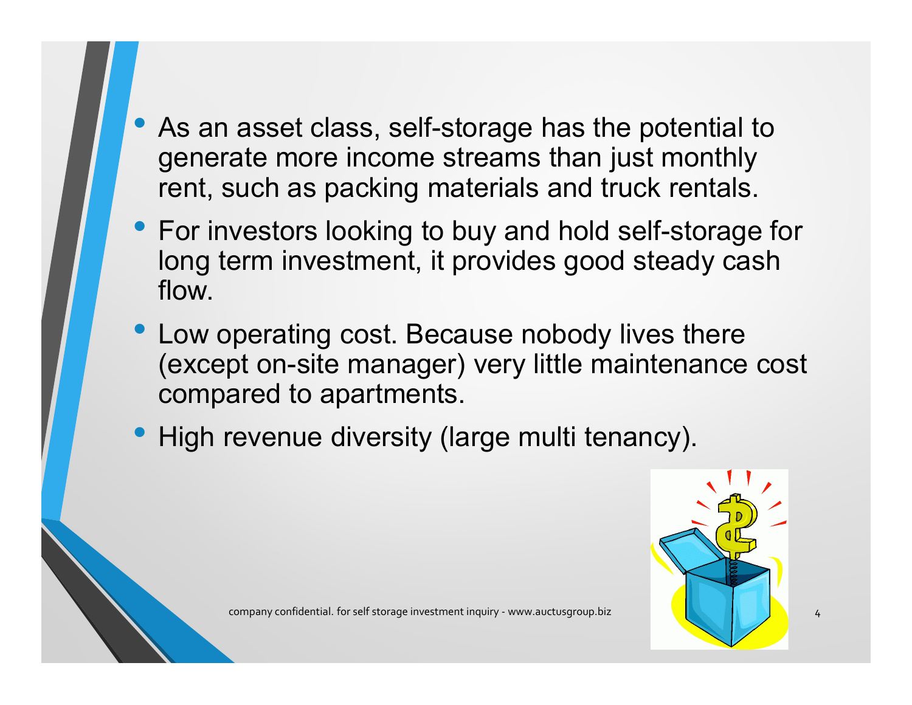- As an asset class, self-storage has the potential to generate more income streams than just monthly rent, such as packing materials and truck rentals.
- For investors looking to buy and hold self-storage for long term investment, it provides good steady cash flow.
- Low operating cost. Because nobody lives there (except on-site manager) very little maintenance cost compared to apartments.
- High revenue diversity (large multi tenancy).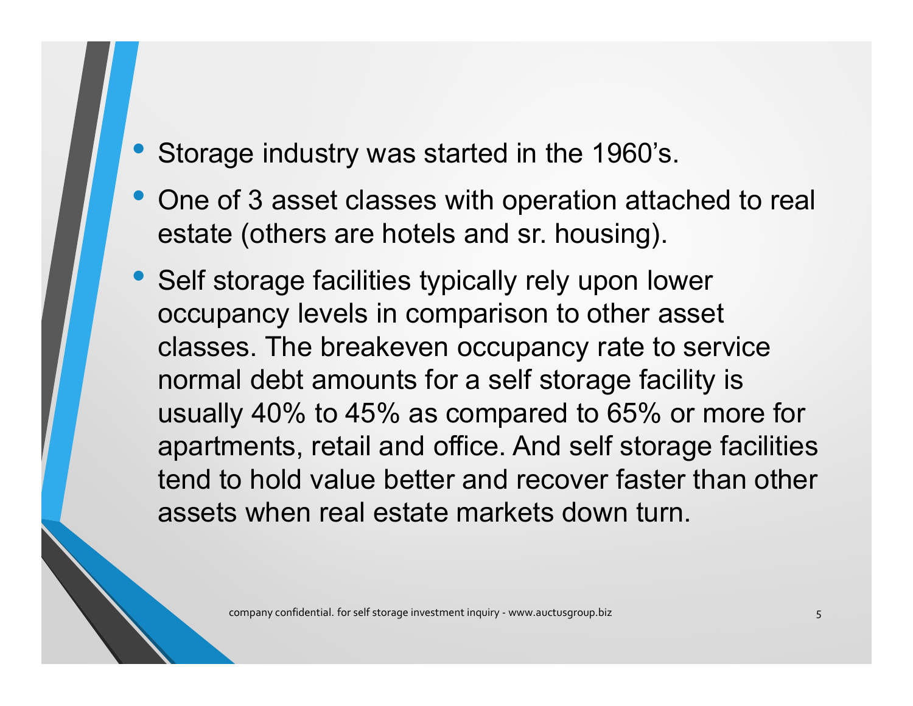- Storage industry was started in the 1960's.
- One of 3 asset classes with operation attached to real estate (others are hotels and sr. housing).
- Self storage facilities typically rely upon lower occupancy levels in comparison to other asset classes. The breakeven occupancy rate to service normal debt amounts for a self storage facility is usually 40% to 45% as compared to 65% or more for apartments, retail and office. And self storage facilities tend to hold value better and recover faster than other assets when real estate markets down turn.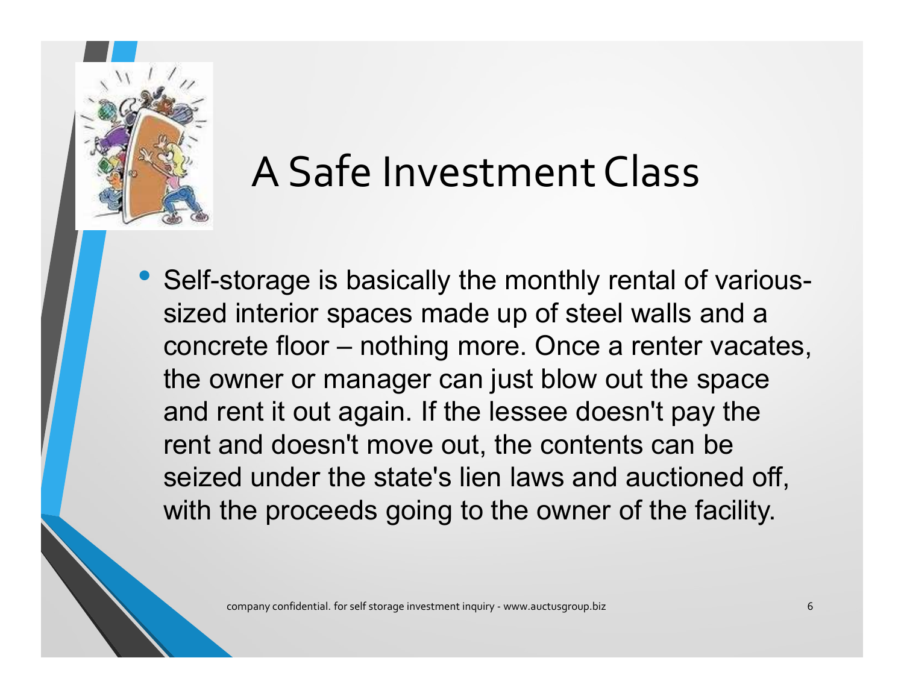# A Safe Investment Class

- Self-storage is basically the monthly rental of various-sized interior spaces made up of steel walls and a concrete floor – nothing more. Once a renter vacates, the owner or manager can just blow out the space and rent it out again. If the lessee doesn't pay the rent and doesn't move out, the contents can be seized under the state's lien laws and auctioned off, with the proceeds going to the owner of the facility.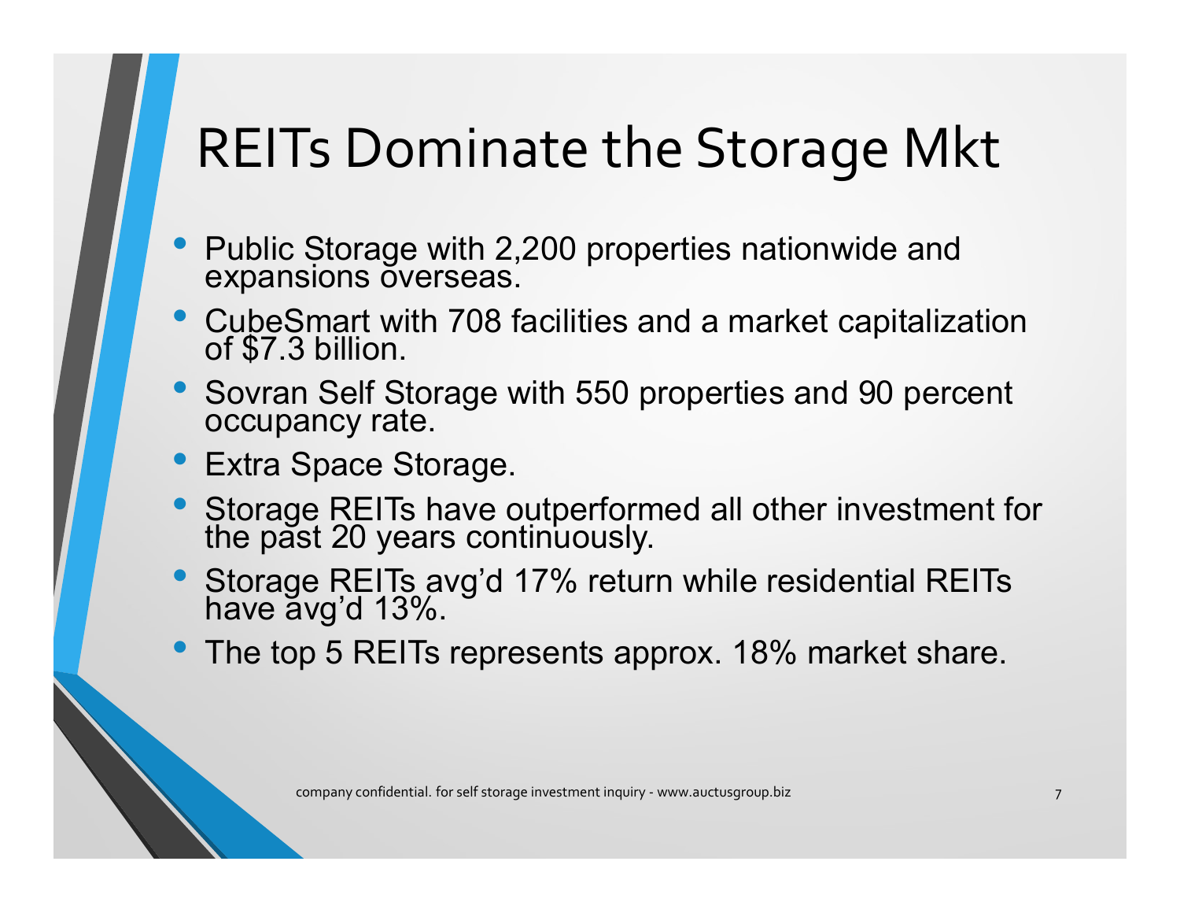# REITs Dominate the Storage Mkt

- Public Storage with 2,200 properties nationwide and expansions overseas.
- CubeSmart with 708 facilities and a market capitalization of $7.3 billion.
- Sovran Self Storage with 550 properties and 90 percent occupancy rate.
- Extra Space Storage.
- Storage REITs have outperformed all other investment for the past 20 years continuously.
- Storage REITs avg'd 17% return while residential REITs have avg'd 13%.
- The top 5 REITs represents approx. 18% market share.

company confidential. for self storage investment inquiry - www.auctusgroup.biz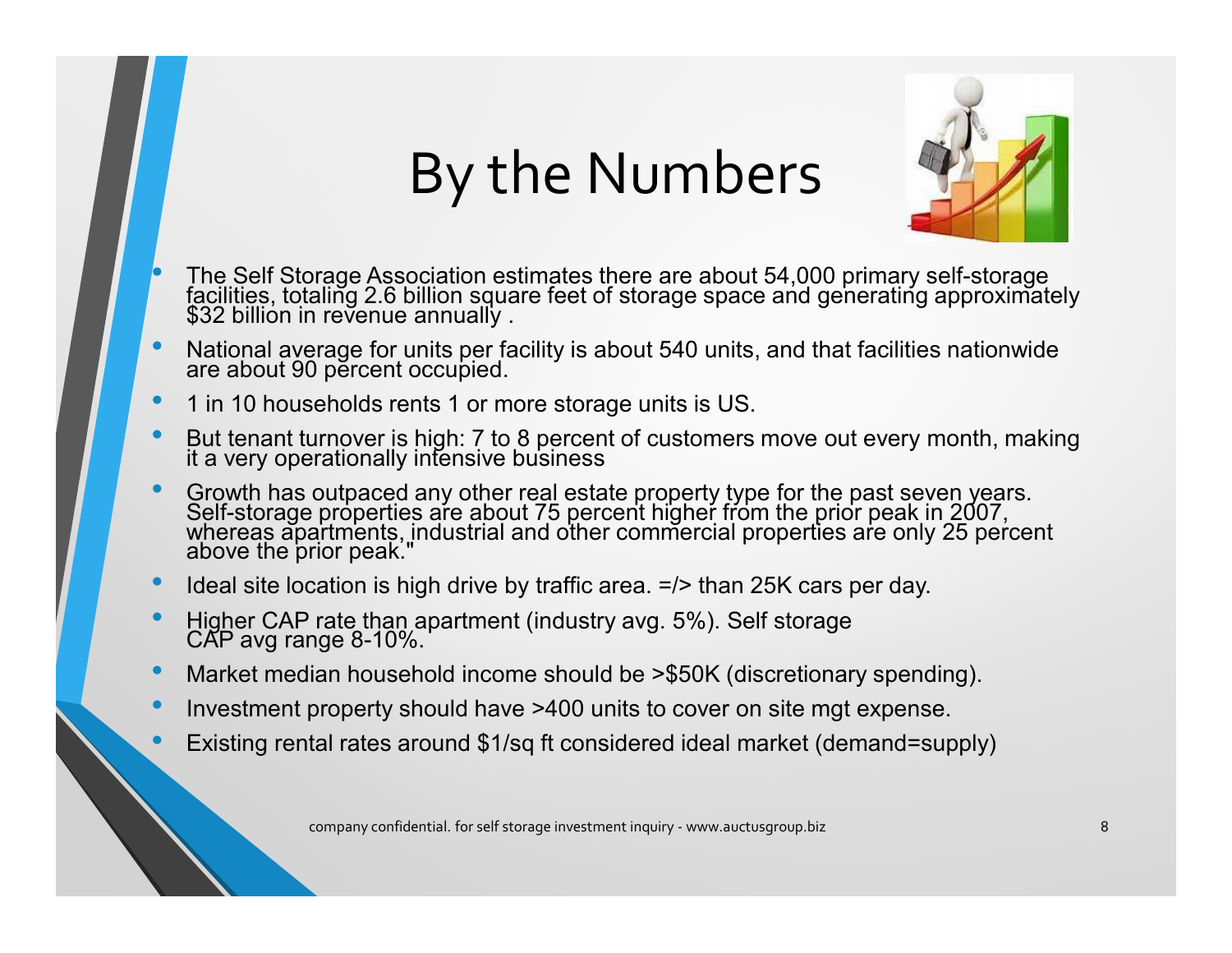# By the Numbers

- The Self Storage Association estimates there are about 54,000 primary self-storage facilities, totaling 2.6 billion square feet of storage space and generating approximately $32 billion in revenue annually .
- National average for units per facility is about 540 units, and that facilities nationwide are about 90 percent occupied.
- 1 in 10 households rents 1 or more storage units is US.
- But tenant turnover is high: 7 to 8 percent of customers move out every month, making it a very operationally intensive business
- Growth has outpaced any other real estate property type for the past seven years. Self-storage properties are about 75 percent higher from the prior peak in 2007, whereas apartments, industrial and other commercial properties are only 25 percent above the prior peak."
- Ideal site location is high drive by traffic area. =/> than 25K cars per day.
- Higher CAP rate than apartment (industry avg. 5%). Self storage CAP avg range 8-10%.
- Market median household income should be >$50K (discretionary spending).
- Investment property should have >400 units to cover on site mgt expense.
- Existing rental rates around $1/sq ft considered ideal market (demand=supply)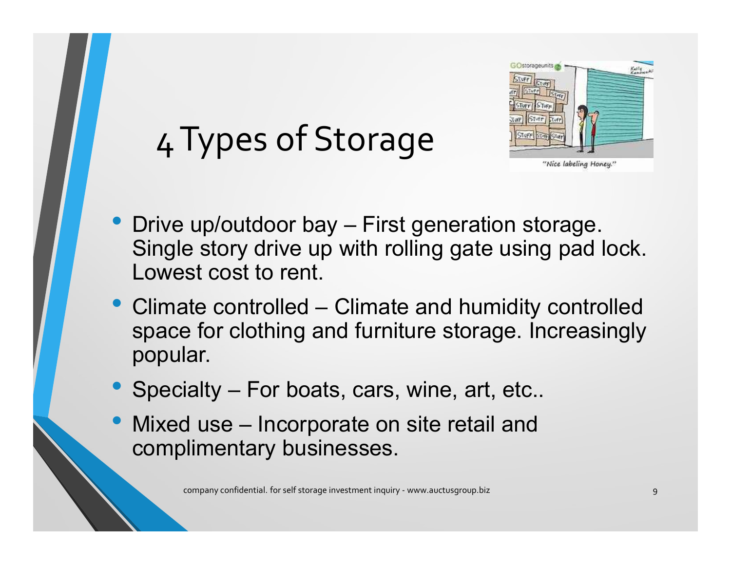# 4 Types of Storage

- Drive up/outdoor bay – First generation storage. Single story drive up with rolling gate using pad lock. Lowest cost to rent.
- Climate controlled – Climate and humidity controlled space for clothing and furniture storage. Increasingly popular.
- Specialty – For boats, cars, wine, art, etc..
- Mixed use – Incorporate on site retail and complimentary businesses.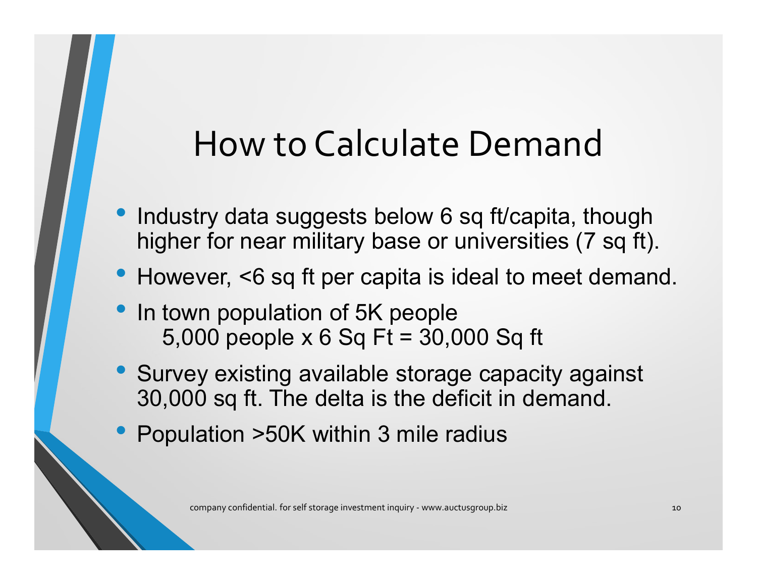# How to Calculate Demand

- Industry data suggests below 6 sq ft/capita, though higher for near military base or universities (7 sq ft).
- However, <6 sq ft per capita is ideal to meet demand.
- In town population of 5K people
  5,000 people x 6 Sq Ft = 30,000 Sq ft
- Survey existing available storage capacity against 30,000 sq ft. The delta is the deficit in demand.
- Population >50K within 3 mile radius

company confidential. for self storage investment inquiry - www.auctusgroup.biz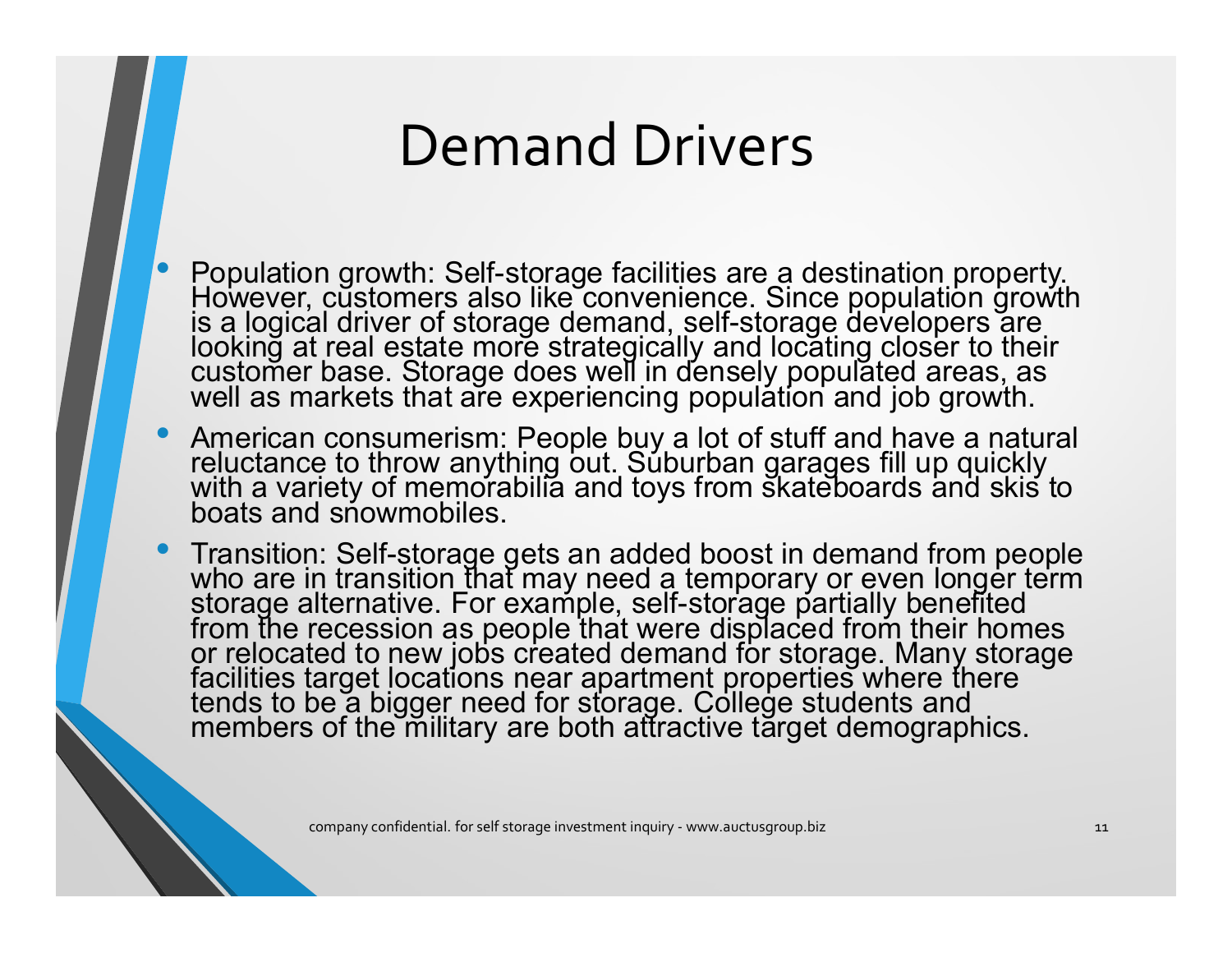# Demand Drivers

- Population growth: Self-storage facilities are a destination property. However, customers also like convenience. Since population growth is a logical driver of storage demand, self-storage developers are looking at real estate more strategically and locating closer to their customer base. Storage does well in densely populated areas, as well as markets that are experiencing population and job growth.
- American consumerism: People buy a lot of stuff and have a natural reluctance to throw anything out. Suburban garages fill up quickly with a variety of memorabilia and toys from skateboards and skis to boats and snowmobiles.
- Transition: Self-storage gets an added boost in demand from people who are in transition that may need a temporary or even longer term storage alternative. For example, self-storage partially benefited from the recession as people that were displaced from their homes or relocated to new jobs created demand for storage. Many storage facilities target locations near apartment properties where there tends to be a bigger need for storage. College students and members of the military are both attractive target demographics.

company confidential. for self storage investment inquiry - www.auctusgroup.biz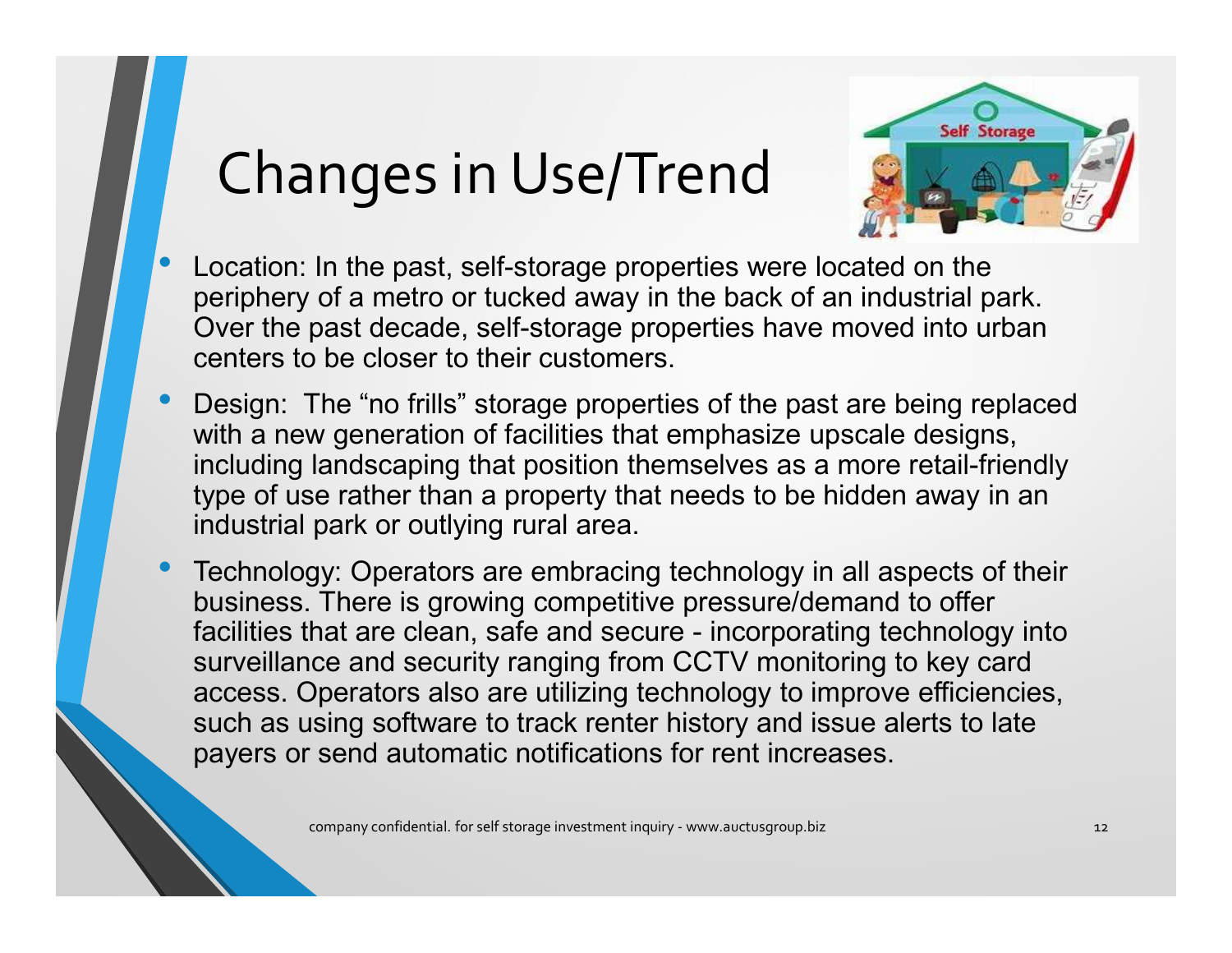# Changes in Use/Trend

- Location: In the past, self-storage properties were located on the periphery of a metro or tucked away in the back of an industrial park. Over the past decade, self-storage properties have moved into urban centers to be closer to their customers.
- Design: The "no frills" storage properties of the past are being replaced with a new generation of facilities that emphasize upscale designs, including landscaping that position themselves as a more retail-friendly type of use rather than a property that needs to be hidden away in an industrial park or outlying rural area.
- Technology: Operators are embracing technology in all aspects of their business. There is growing competitive pressure/demand to offer facilities that are clean, safe and secure - incorporating technology into surveillance and security ranging from CCTV monitoring to key card access. Operators also are utilizing technology to improve efficiencies, such as using software to track renter history and issue alerts to late payers or send automatic notifications for rent increases.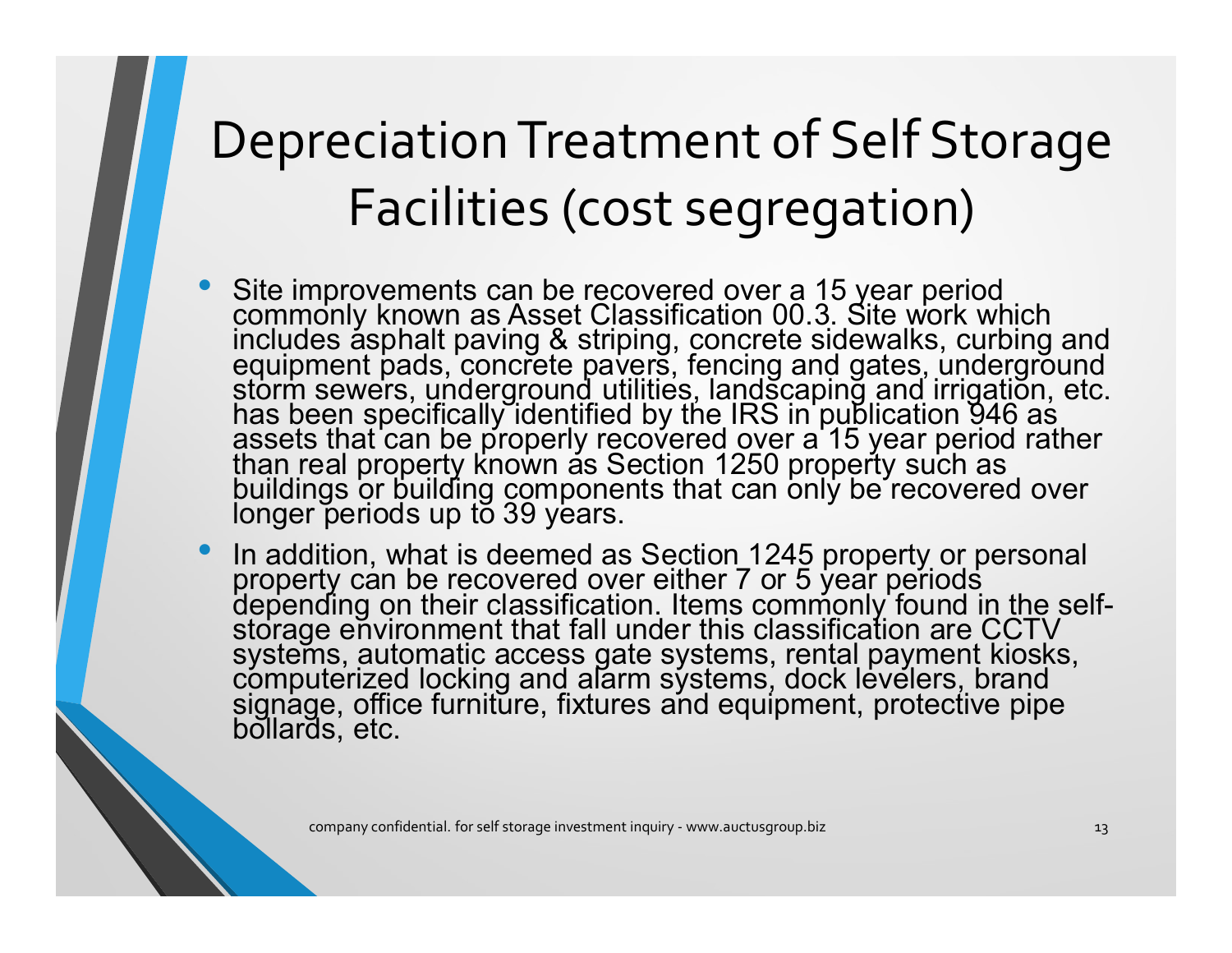# Depreciation Treatment of Self Storage Facilities (cost segregation)

- Site improvements can be recovered over a 15 year period commonly known as Asset Classification 00.3. Site work which includes asphalt paving & striping, concrete sidewalks, curbing and equipment pads, concrete pavers, fencing and gates, underground storm sewers, underground utilities, landscaping and irrigation, etc. has been specifically identified by the IRS in publication 946 as assets that can be properly recovered over a 15 year period rather than real property known as Section 1250 property such as buildings or building components that can only be recovered over longer periods up to 39 years.
- In addition, what is deemed as Section 1245 property or personal property can be recovered over either 7 or 5 year periods depending on their classification. Items commonly found in the self-storage environment that fall under this classification are CCTV systems, automatic access gate systems, rental payment kiosks, computerized locking and alarm systems, dock levelers, brand signage, office furniture, fixtures and equipment, protective pipe bollards, etc.